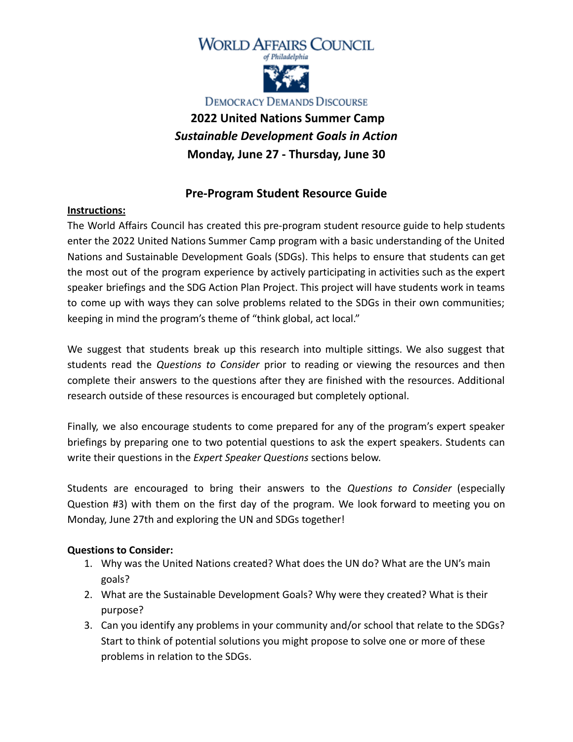WORLD AFFAIRS COUNCIL
*of Philadelphia*

DEMOCRACY DEMANDS DISCOURSE

# 2022 United Nations Summer Camp
## *Sustainable Development Goals in Action*
## Monday, June 27 - Thursday, June 30

## Pre-Program Student Resource Guide

**Instructions:**

The World Affairs Council has created this pre-program student resource guide to help students enter the 2022 United Nations Summer Camp program with a basic understanding of the United Nations and Sustainable Development Goals (SDGs). This helps to ensure that students can get the most out of the program experience by actively participating in activities such as the expert speaker briefings and the SDG Action Plan Project. This project will have students work in teams to come up with ways they can solve problems related to the SDGs in their own communities; keeping in mind the program's theme of "think global, act local."

We suggest that students break up this research into multiple sittings. We also suggest that students read the *Questions to Consider* prior to reading or viewing the resources and then complete their answers to the questions after they are finished with the resources. Additional research outside of these resources is encouraged but completely optional.

Finally, we also encourage students to come prepared for any of the program's expert speaker briefings by preparing one to two potential questions to ask the expert speakers. Students can write their questions in the *Expert Speaker Questions* sections below.

Students are encouraged to bring their answers to the *Questions to Consider* (especially Question #3) with them on the first day of the program. We look forward to meeting you on Monday, June 27th and exploring the UN and SDGs together!

**Questions to Consider:**

1. Why was the United Nations created? What does the UN do? What are the UN's main goals?
2. What are the Sustainable Development Goals? Why were they created? What is their purpose?
3. Can you identify any problems in your community and/or school that relate to the SDGs? Start to think of potential solutions you might propose to solve one or more of these problems in relation to the SDGs.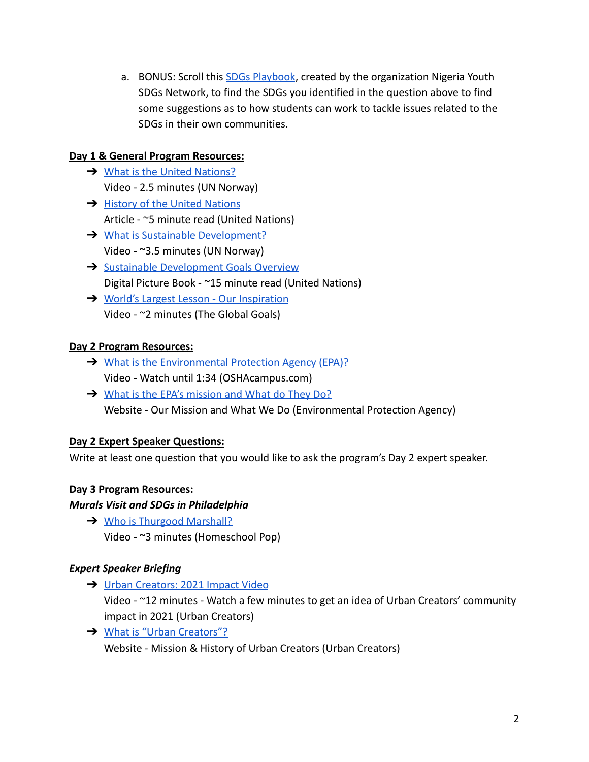a. BONUS: Scroll this [SDGs Playbook](), created by the organization Nigeria Youth SDGs Network, to find the SDGs you identified in the question above to find some suggestions as to how students can work to tackle issues related to the SDGs in their own communities.

**Day 1 & General Program Resources:**

- [What is the United Nations?]()
  Video - 2.5 minutes (UN Norway)
- [History of the United Nations]()
  Article - ~5 minute read (United Nations)
- [What is Sustainable Development?]()
  Video - ~3.5 minutes (UN Norway)
- [Sustainable Development Goals Overview]()
  Digital Picture Book - ~15 minute read (United Nations)
- [World's Largest Lesson - Our Inspiration]()
  Video - ~2 minutes (The Global Goals)

**Day 2 Program Resources:**

- [What is the Environmental Protection Agency (EPA)?]()
  Video - Watch until 1:34 (OSHAcampus.com)
- [What is the EPA's mission and What do They Do?]()
  Website - Our Mission and What We Do (Environmental Protection Agency)

**Day 2 Expert Speaker Questions:**

Write at least one question that you would like to ask the program's Day 2 expert speaker.

**Day 3 Program Resources:**

***Murals Visit and SDGs in Philadelphia***

- [Who is Thurgood Marshall?]()
  Video - ~3 minutes (Homeschool Pop)

***Expert Speaker Briefing***

- [Urban Creators: 2021 Impact Video]()
  Video - ~12 minutes - Watch a few minutes to get an idea of Urban Creators' community impact in 2021 (Urban Creators)
- [What is "Urban Creators"?]()
  Website - Mission & History of Urban Creators (Urban Creators)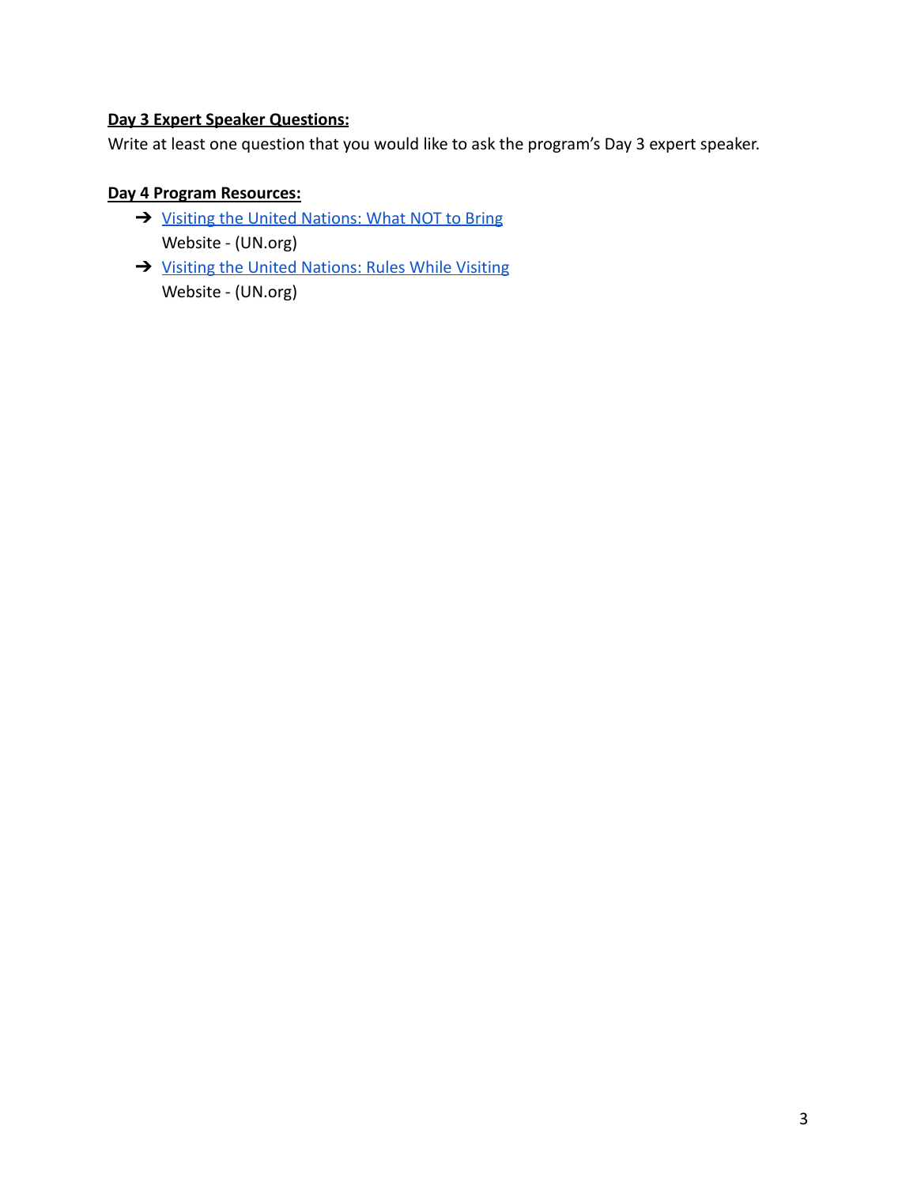**Day 3 Expert Speaker Questions:**

Write at least one question that you would like to ask the program's Day 3 expert speaker.

**Day 4 Program Resources:**

- Visiting the United Nations: What NOT to Bring
  Website - (UN.org)
- Visiting the United Nations: Rules While Visiting
  Website - (UN.org)